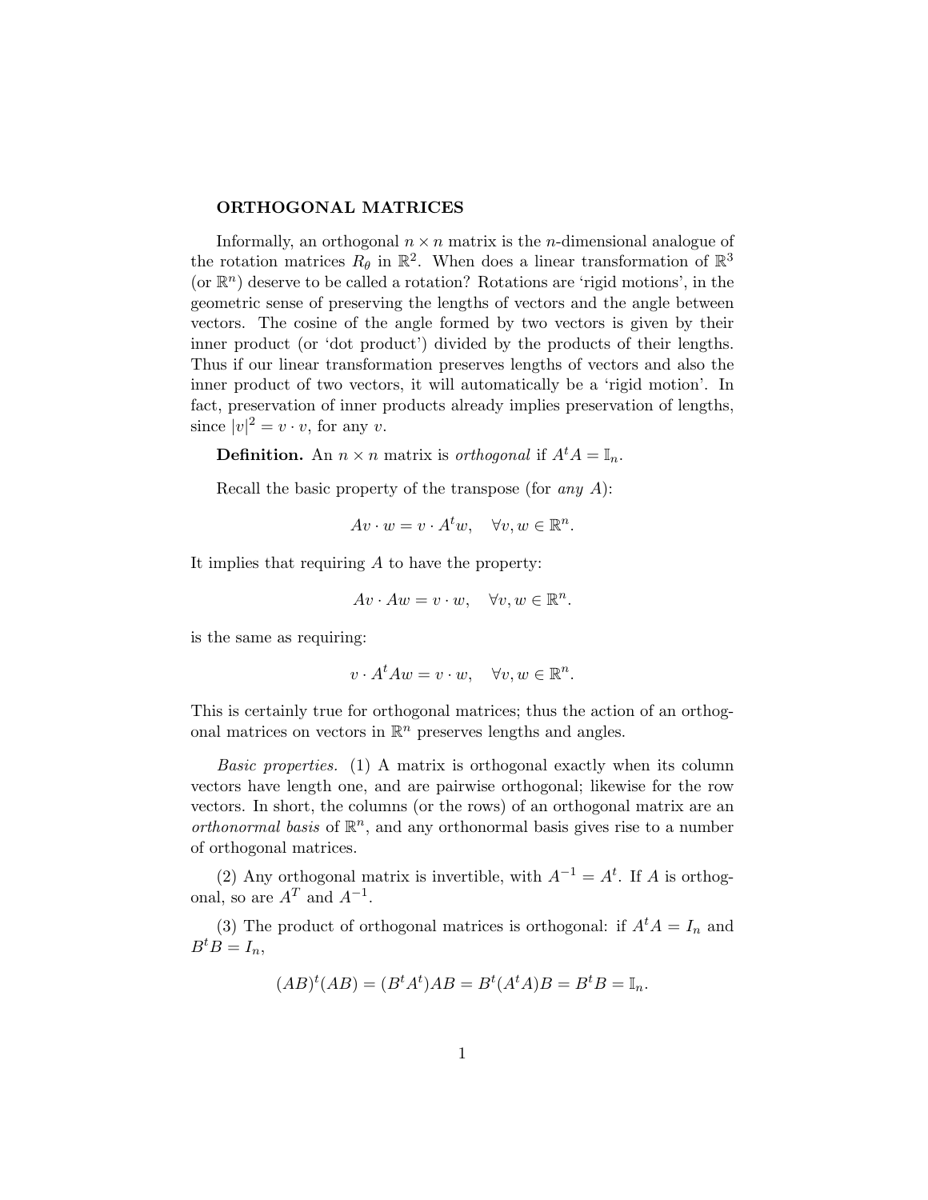## ORTHOGONAL MATRICES

Informally, an orthogonal $n \times n$ matrix is the $n$-dimensional analogue of the rotation matrices $R_\theta$ in $\mathbb{R}^2$. When does a linear transformation of $\mathbb{R}^3$ (or $\mathbb{R}^n$) deserve to be called a rotation? Rotations are 'rigid motions', in the geometric sense of preserving the lengths of vectors and the angle between vectors. The cosine of the angle formed by two vectors is given by their inner product (or 'dot product') divided by the products of their lengths. Thus if our linear transformation preserves lengths of vectors and also the inner product of two vectors, it will automatically be a 'rigid motion'. In fact, preservation of inner products already implies preservation of lengths, since $|v|^2 = v \cdot v$, for any $v$.

**Definition.** An $n \times n$ matrix is *orthogonal* if $A^t A = \mathbb{I}_n$.

Recall the basic property of the transpose (for *any* $A$):

$$Av \cdot w = v \cdot A^t w, \quad \forall v, w \in \mathbb{R}^n.$$

It implies that requiring $A$ to have the property:

$$Av \cdot Aw = v \cdot w, \quad \forall v, w \in \mathbb{R}^n.$$

is the same as requiring:

$$v \cdot A^t A w = v \cdot w, \quad \forall v, w \in \mathbb{R}^n.$$

This is certainly true for orthogonal matrices; thus the action of an orthogonal matrices on vectors in $\mathbb{R}^n$ preserves lengths and angles.

*Basic properties.* (1) A matrix is orthogonal exactly when its column vectors have length one, and are pairwise orthogonal; likewise for the row vectors. In short, the columns (or the rows) of an orthogonal matrix are an *orthonormal basis* of $\mathbb{R}^n$, and any orthonormal basis gives rise to a number of orthogonal matrices.

(2) Any orthogonal matrix is invertible, with $A^{-1} = A^t$. If $A$ is orthogonal, so are $A^T$ and $A^{-1}$.

(3) The product of orthogonal matrices is orthogonal: if $A^t A = I_n$ and $B^t B = I_n$,

$$(AB)^t (AB) = (B^t A^t) AB = B^t (A^t A) B = B^t B = \mathbb{I}_n.$$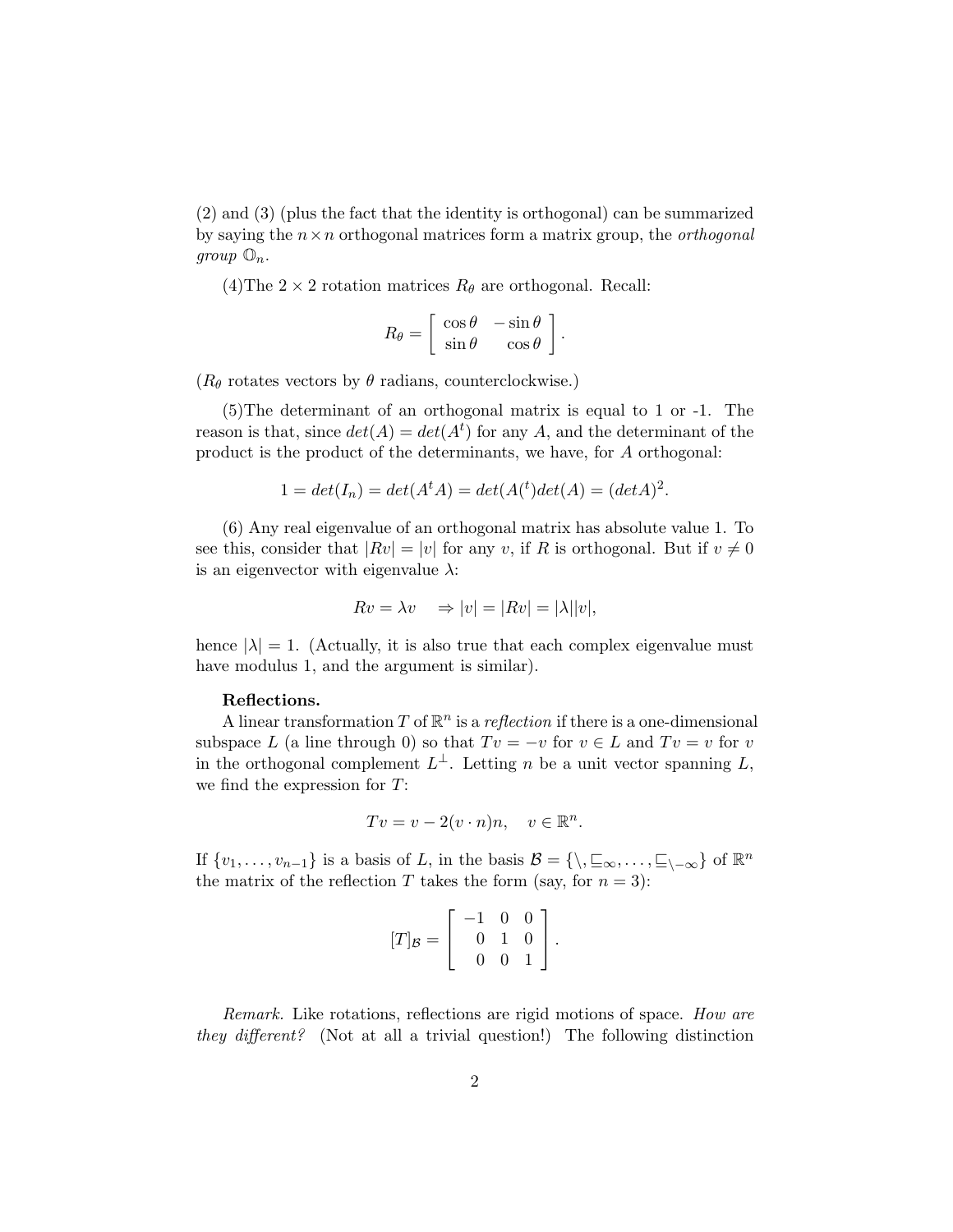(2) and (3) (plus the fact that the identity is orthogonal) can be summarized by saying the $n \times n$ orthogonal matrices form a matrix group, the *orthogonal group* $\mathbb{O}_n$.

(4)The $2 \times 2$ rotation matrices $R_\theta$ are orthogonal. Recall:

$$R_\theta = \begin{bmatrix} \cos\theta & -\sin\theta \\ \sin\theta & \cos\theta \end{bmatrix}.$$

($R_\theta$ rotates vectors by $\theta$ radians, counterclockwise.)

(5)The determinant of an orthogonal matrix is equal to 1 or -1. The reason is that, since $det(A) = det(A^t)$ for any $A$, and the determinant of the product is the product of the determinants, we have, for $A$ orthogonal:

$$1 = det(I_n) = det(A^t A) = det(A(^t) det(A) = (det A)^2.$$

(6) Any real eigenvalue of an orthogonal matrix has absolute value 1. To see this, consider that $|Rv| = |v|$ for any $v$, if $R$ is orthogonal. But if $v \neq 0$ is an eigenvector with eigenvalue $\lambda$:

$$Rv = \lambda v \quad \Rightarrow |v| = |Rv| = |\lambda||v|,$$

hence $|\lambda| = 1$. (Actually, it is also true that each complex eigenvalue must have modulus 1, and the argument is similar).

**Reflections.**

A linear transformation $T$ of $\mathbb{R}^n$ is a *reflection* if there is a one-dimensional subspace $L$ (a line through 0) so that $Tv = -v$ for $v \in L$ and $Tv = v$ for $v$ in the orthogonal complement $L^\perp$. Letting $n$ be a unit vector spanning $L$, we find the expression for $T$:

$$Tv = v - 2(v \cdot n)n, \quad v \in \mathbb{R}^n.$$

If $\{v_1, \ldots, v_{n-1}\}$ is a basis of $L$, in the basis $\mathcal{B} = \{\backslash, \sqsubseteq_\infty, \ldots, \sqsubseteq_{\backslash-\infty}\}$ of $\mathbb{R}^n$ the matrix of the reflection $T$ takes the form (say, for $n = 3$):

$$[T]_\mathcal{B} = \begin{bmatrix} -1 & 0 & 0 \\ 0 & 1 & 0 \\ 0 & 0 & 1 \end{bmatrix}.$$

*Remark.* Like rotations, reflections are rigid motions of space. *How are they different?* (Not at all a trivial question!) The following distinction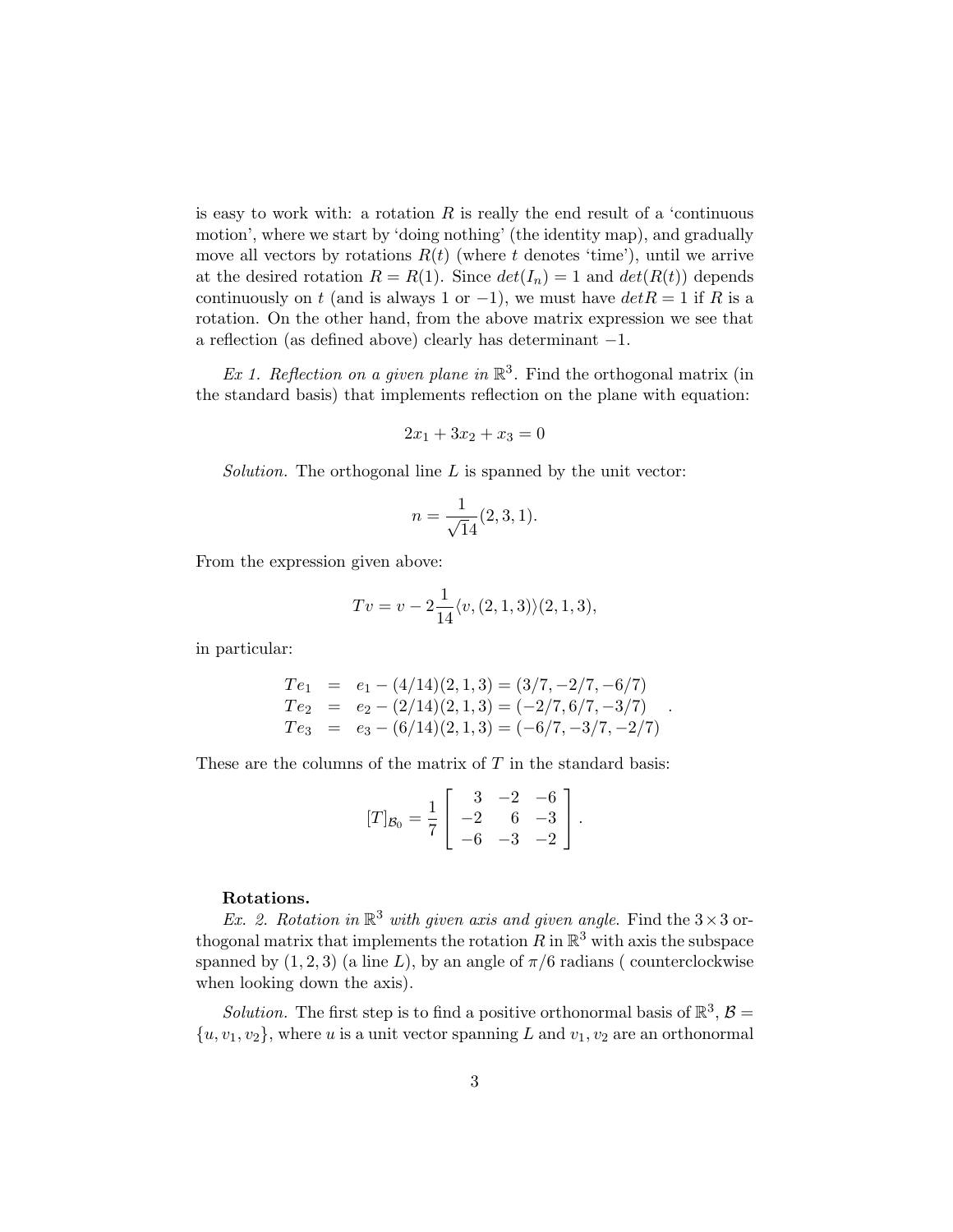is easy to work with: a rotation $R$ is really the end result of a 'continuous motion', where we start by 'doing nothing' (the identity map), and gradually move all vectors by rotations $R(t)$ (where $t$ denotes 'time'), until we arrive at the desired rotation $R = R(1)$. Since $det(I_n) = 1$ and $det(R(t))$ depends continuously on $t$ (and is always 1 or $-1$), we must have $detR = 1$ if $R$ is a rotation. On the other hand, from the above matrix expression we see that a reflection (as defined above) clearly has determinant $-1$.

*Ex 1. Reflection on a given plane in* $\mathbb{R}^3$. Find the orthogonal matrix (in the standard basis) that implements reflection on the plane with equation:

$$2x_1 + 3x_2 + x_3 = 0$$

*Solution.* The orthogonal line $L$ is spanned by the unit vector:

$$n = \frac{1}{\sqrt{14}}(2, 3, 1).$$

From the expression given above:

$$Tv = v - 2\frac{1}{14}\langle v, (2, 1, 3)\rangle(2, 1, 3),$$

in particular:

$$\begin{aligned} Te_1 &= e_1 - (4/14)(2, 1, 3) = (3/7, -2/7, -6/7) \\ Te_2 &= e_2 - (2/14)(2, 1, 3) = (-2/7, 6/7, -3/7) \\ Te_3 &= e_3 - (6/14)(2, 1, 3) = (-6/7, -3/7, -2/7) \end{aligned} .$$

These are the columns of the matrix of $T$ in the standard basis:

$$[T]_{\mathcal{B}_0} = \frac{1}{7}\begin{bmatrix} 3 & -2 & -6 \\ -2 & 6 & -3 \\ -6 & -3 & -2 \end{bmatrix}.$$

**Rotations.**

*Ex. 2. Rotation in* $\mathbb{R}^3$ *with given axis and given angle.* Find the $3 \times 3$ orthogonal matrix that implements the rotation $R$ in $\mathbb{R}^3$ with axis the subspace spanned by $(1, 2, 3)$ (a line $L$), by an angle of $\pi/6$ radians ( counterclockwise when looking down the axis).

*Solution.* The first step is to find a positive orthonormal basis of $\mathbb{R}^3$, $\mathcal{B} = \{u, v_1, v_2\}$, where $u$ is a unit vector spanning $L$ and $v_1, v_2$ are an orthonormal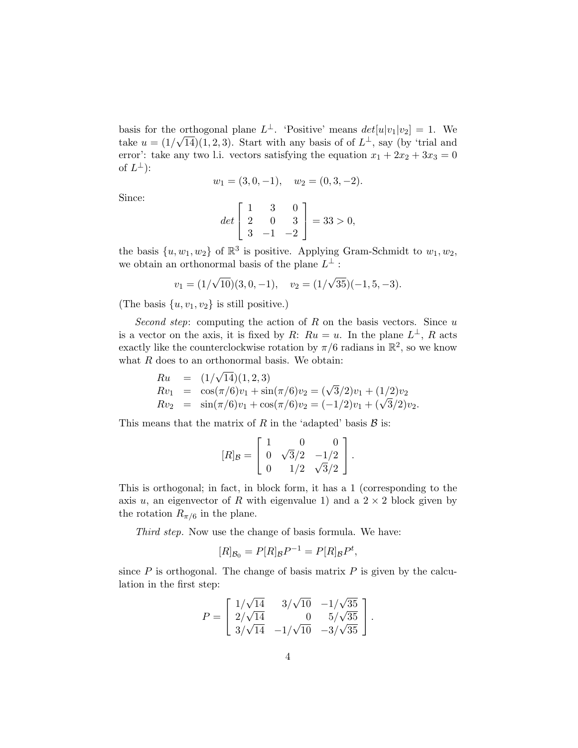basis for the orthogonal plane $L^{\perp}$. 'Positive' means $det[u|v_1|v_2] = 1$. We take $u = (1/\sqrt{14})(1, 2, 3)$. Start with any basis of of $L^{\perp}$, say (by 'trial and error': take any two l.i. vectors satisfying the equation $x_1 + 2x_2 + 3x_3 = 0$ of $L^{\perp}$):

$$w_1 = (3, 0, -1), \quad w_2 = (0, 3, -2).$$

Since:

$$det \begin{bmatrix} 1 & 3 & 0 \\ 2 & 0 & 3 \\ 3 & -1 & -2 \end{bmatrix} = 33 > 0,$$

the basis $\{u, w_1, w_2\}$ of $\mathbb{R}^3$ is positive. Applying Gram-Schmidt to $w_1, w_2$, we obtain an orthonormal basis of the plane $L^{\perp}$ :

$$v_1 = (1/\sqrt{10})(3, 0, -1), \quad v_2 = (1/\sqrt{35})(-1, 5, -3).$$

(The basis $\{u, v_1, v_2\}$ is still positive.)

*Second step*: computing the action of $R$ on the basis vectors. Since $u$ is a vector on the axis, it is fixed by $R$: $Ru = u$. In the plane $L^{\perp}$, $R$ acts exactly like the counterclockwise rotation by $\pi/6$ radians in $\mathbb{R}^2$, so we know what $R$ does to an orthonormal basis. We obtain:

$$\begin{aligned} Ru &= (1/\sqrt{14})(1, 2, 3) \\ Rv_1 &= \cos(\pi/6)v_1 + \sin(\pi/6)v_2 = (\sqrt{3}/2)v_1 + (1/2)v_2 \\ Rv_2 &= \sin(\pi/6)v_1 + \cos(\pi/6)v_2 = (-1/2)v_1 + (\sqrt{3}/2)v_2. \end{aligned}$$

This means that the matrix of $R$ in the 'adapted' basis $\mathcal{B}$ is:

$$[R]_{\mathcal{B}} = \begin{bmatrix} 1 & 0 & 0 \\ 0 & \sqrt{3}/2 & -1/2 \\ 0 & 1/2 & \sqrt{3}/2 \end{bmatrix}.$$

This is orthogonal; in fact, in block form, it has a 1 (corresponding to the axis $u$, an eigenvector of $R$ with eigenvalue 1) and a $2 \times 2$ block given by the rotation $R_{\pi/6}$ in the plane.

*Third step.* Now use the change of basis formula. We have:

$$[R]_{\mathcal{B}_0} = P[R]_{\mathcal{B}}P^{-1} = P[R]_{\mathcal{B}}P^t,$$

since $P$ is orthogonal. The change of basis matrix $P$ is given by the calculation in the first step:

$$P = \begin{bmatrix} 1/\sqrt{14} & 3/\sqrt{10} & -1/\sqrt{35} \\ 2/\sqrt{14} & 0 & 5/\sqrt{35} \\ 3/\sqrt{14} & -1/\sqrt{10} & -3/\sqrt{35} \end{bmatrix}.$$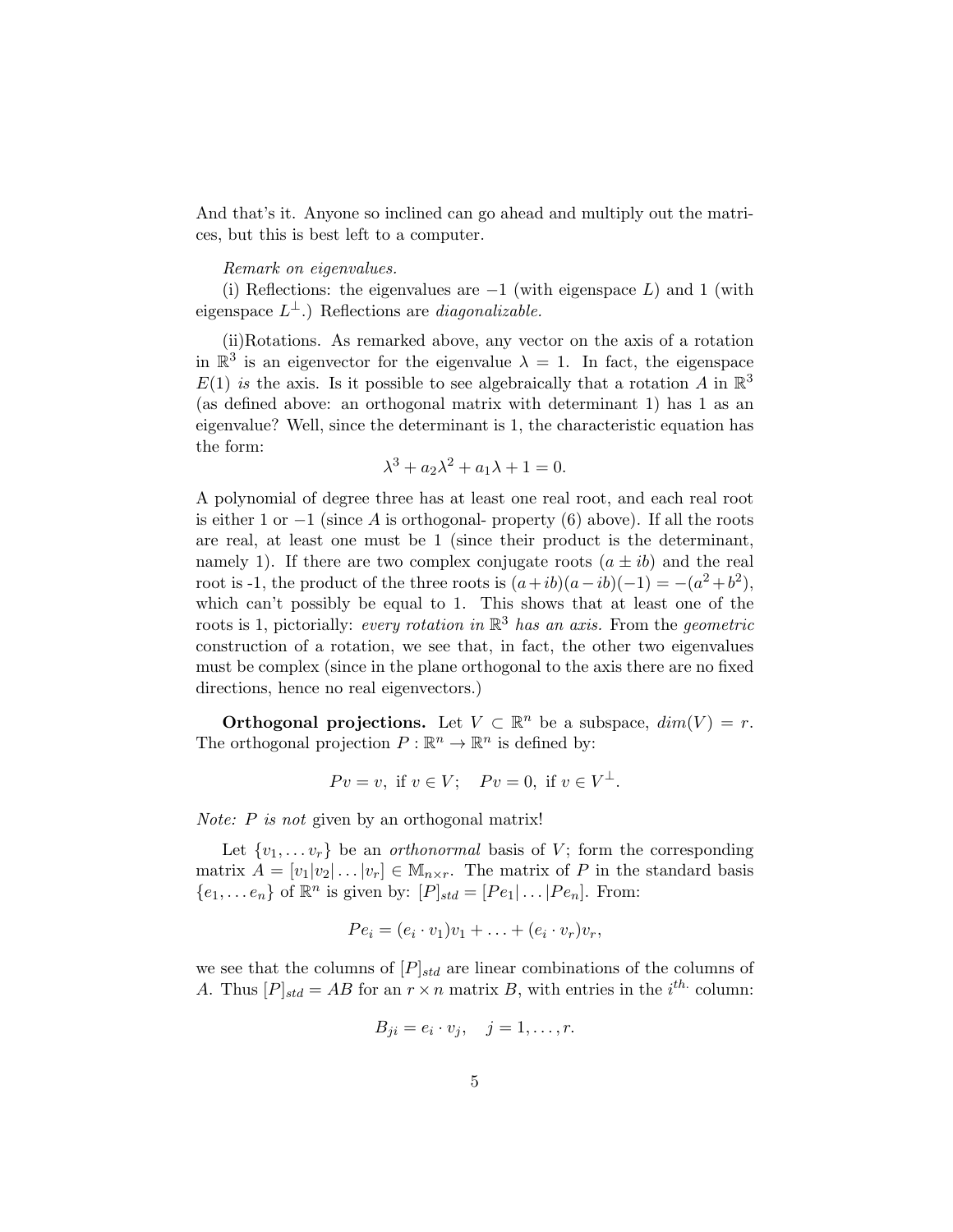And that's it. Anyone so inclined can go ahead and multiply out the matrices, but this is best left to a computer.

*Remark on eigenvalues.*

(i) Reflections: the eigenvalues are $-1$ (with eigenspace $L$) and 1 (with eigenspace $L^{\perp}$.) Reflections are *diagonalizable.*

(ii)Rotations. As remarked above, any vector on the axis of a rotation in $\mathbb{R}^3$ is an eigenvector for the eigenvalue $\lambda = 1$. In fact, the eigenspace $E(1)$ *is* the axis. Is it possible to see algebraically that a rotation $A$ in $\mathbb{R}^3$ (as defined above: an orthogonal matrix with determinant 1) has 1 as an eigenvalue? Well, since the determinant is 1, the characteristic equation has the form:

$$\lambda^3 + a_2\lambda^2 + a_1\lambda + 1 = 0.$$

A polynomial of degree three has at least one real root, and each real root is either 1 or $-1$ (since $A$ is orthogonal- property (6) above). If all the roots are real, at least one must be 1 (since their product is the determinant, namely 1). If there are two complex conjugate roots $(a \pm ib)$ and the real root is -1, the product of the three roots is $(a+ib)(a-ib)(-1) = -(a^2+b^2)$, which can't possibly be equal to 1. This shows that at least one of the roots is 1, pictorially: *every rotation in $\mathbb{R}^3$ has an axis.* From the *geometric* construction of a rotation, we see that, in fact, the other two eigenvalues must be complex (since in the plane orthogonal to the axis there are no fixed directions, hence no real eigenvectors.)

**Orthogonal projections.** Let $V \subset \mathbb{R}^n$ be a subspace, $dim(V) = r$. The orthogonal projection $P : \mathbb{R}^n \to \mathbb{R}^n$ is defined by:

$$Pv = v, \text{ if } v \in V; \quad Pv = 0, \text{ if } v \in V^{\perp}.$$

*Note: $P$ is not* given by an orthogonal matrix!

Let $\{v_1, \ldots v_r\}$ be an *orthonormal* basis of $V$; form the corresponding matrix $A = [v_1|v_2|\ldots|v_r] \in \mathbb{M}_{n\times r}$. The matrix of $P$ in the standard basis $\{e_1, \ldots e_n\}$ of $\mathbb{R}^n$ is given by: $[P]_{std} = [Pe_1|\ldots|Pe_n]$. From:

$$Pe_i = (e_i \cdot v_1)v_1 + \ldots + (e_i \cdot v_r)v_r,$$

we see that the columns of $[P]_{std}$ are linear combinations of the columns of $A$. Thus $[P]_{std} = AB$ for an $r \times n$ matrix $B$, with entries in the $i^{th.}$ column:

$$B_{ji} = e_i \cdot v_j, \quad j = 1, \ldots, r.$$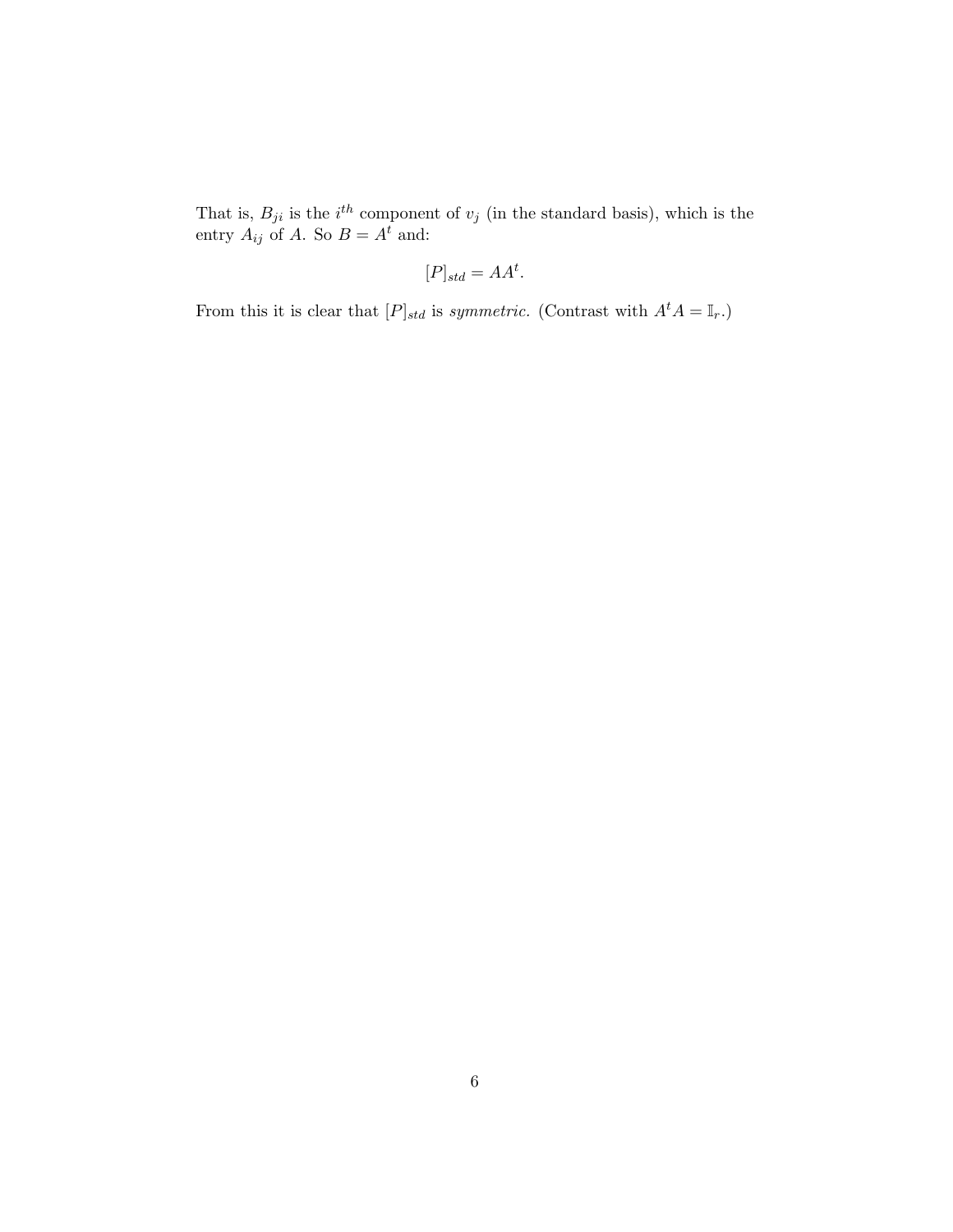That is, $B_{ji}$ is the $i^{th}$ component of $v_j$ (in the standard basis), which is the entry $A_{ij}$ of $A$. So $B = A^t$ and:

$$[P]_{std} = AA^t.$$

From this it is clear that $[P]_{std}$ is *symmetric.* (Contrast with $A^t A = \mathbb{I}_r$.)